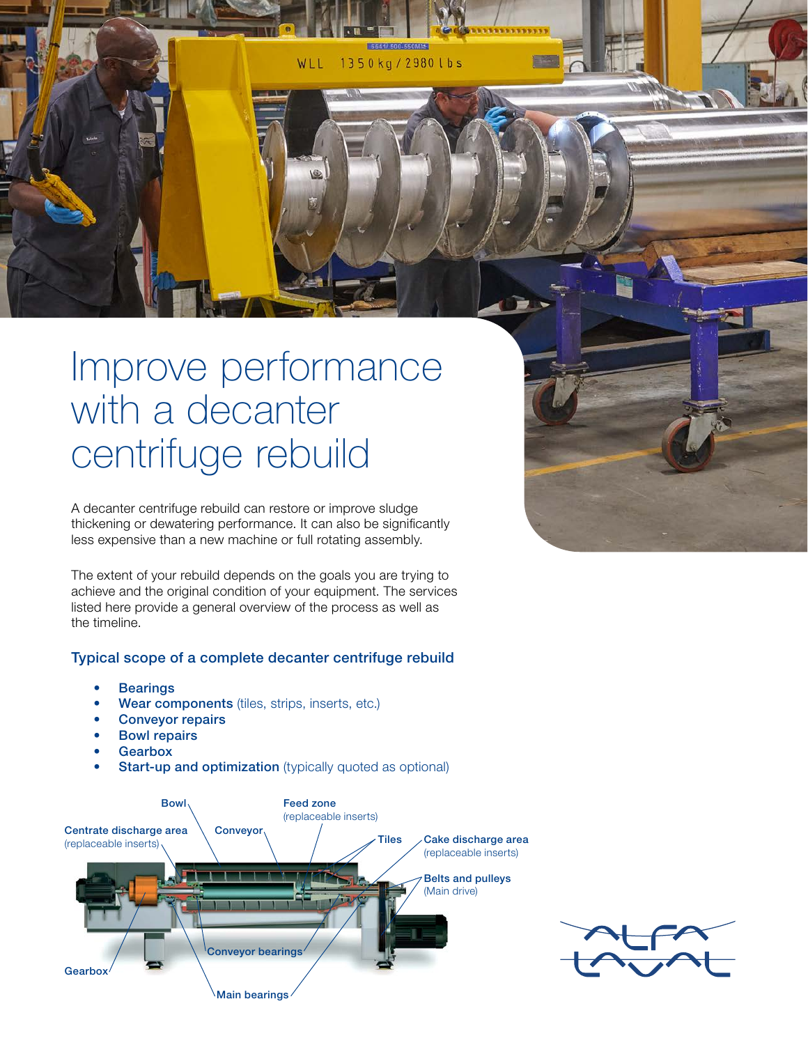# Improve performance with a decanter centrifuge rebuild

A decanter centrifuge rebuild can restore or improve sludge thickening or dewatering performance. It can also be significantly less expensive than a new machine or full rotating assembly.

The extent of your rebuild depends on the goals you are trying to achieve and the original condition of your equipment. The services listed here provide a general overview of the process as well as the timeline.

## Typical scope of a complete decanter centrifuge rebuild

- **Bearings**
- **Wear components** (tiles, strips, inserts, etc.)
- **Conveyor repairs**
- **Bowl repairs**
- **Gearbox**
- **Start-up and optimization** (typically quoted as optional)

Bowl

Feed zone (replaceable inserts)

Centrate discharge area (replaceable inserts)

Conveyor

Tiles

Cake discharge area (replaceable inserts)

Belts and pulleys (Main drive)

Conveyor bearings

Gearbox

Main bearings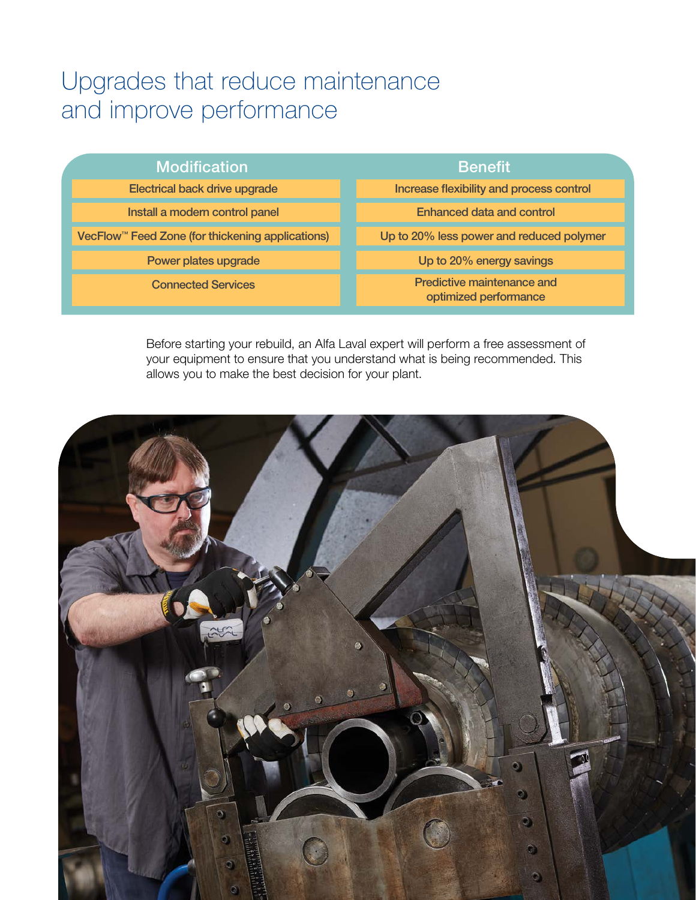# Upgrades that reduce maintenance and improve performance

| Modification | Benefit |
| --- | --- |
| Electrical back drive upgrade | Increase flexibility and process control |
| Install a modern control panel | Enhanced data and control |
| VecFlow™ Feed Zone (for thickening applications) | Up to 20% less power and reduced polymer |
| Power plates upgrade | Up to 20% energy savings |
| Connected Services | Predictive maintenance and optimized performance |

Before starting your rebuild, an Alfa Laval expert will perform a free assessment of your equipment to ensure that you understand what is being recommended. This allows you to make the best decision for your plant.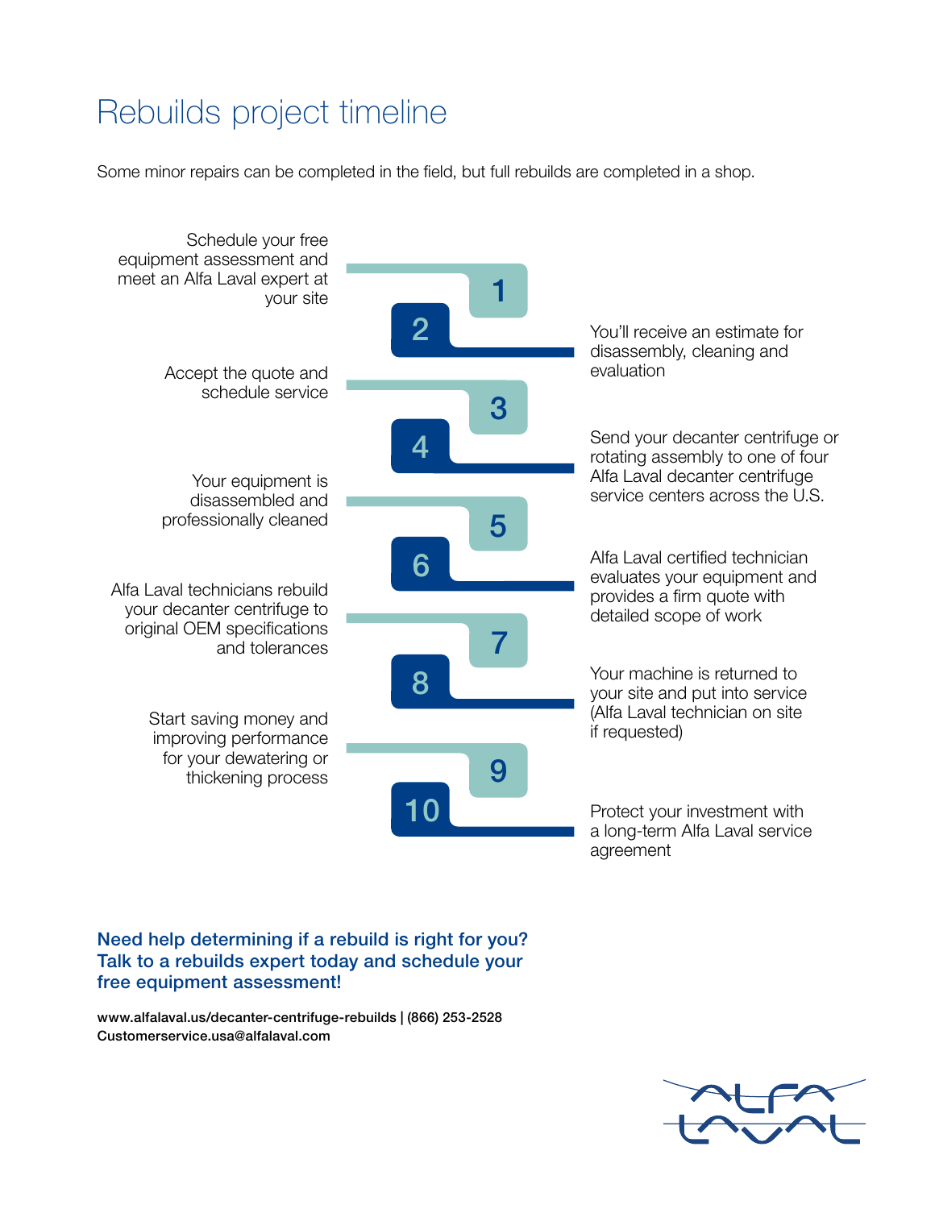# Rebuilds project timeline

Some minor repairs can be completed in the field, but full rebuilds are completed in a shop.

1. Schedule your free equipment assessment and meet an Alfa Laval expert at your site
2. You'll receive an estimate for disassembly, cleaning and evaluation
3. Accept the quote and schedule service
4. Send your decanter centrifuge or rotating assembly to one of four Alfa Laval decanter centrifuge service centers across the U.S.
5. Your equipment is disassembled and professionally cleaned
6. Alfa Laval certified technician evaluates your equipment and provides a firm quote with detailed scope of work
7. Alfa Laval technicians rebuild your decanter centrifuge to original OEM specifications and tolerances
8. Your machine is returned to your site and put into service (Alfa Laval technician on site if requested)
9. Start saving money and improving performance for your dewatering or thickening process
10. Protect your investment with a long-term Alfa Laval service agreement

**Need help determining if a rebuild is right for you? Talk to a rebuilds expert today and schedule your free equipment assessment!**

**www.alfalaval.us/decanter-centrifuge-rebuilds | (866) 253-2528**
**Customerservice.usa@alfalaval.com**

ALFA LAVAL